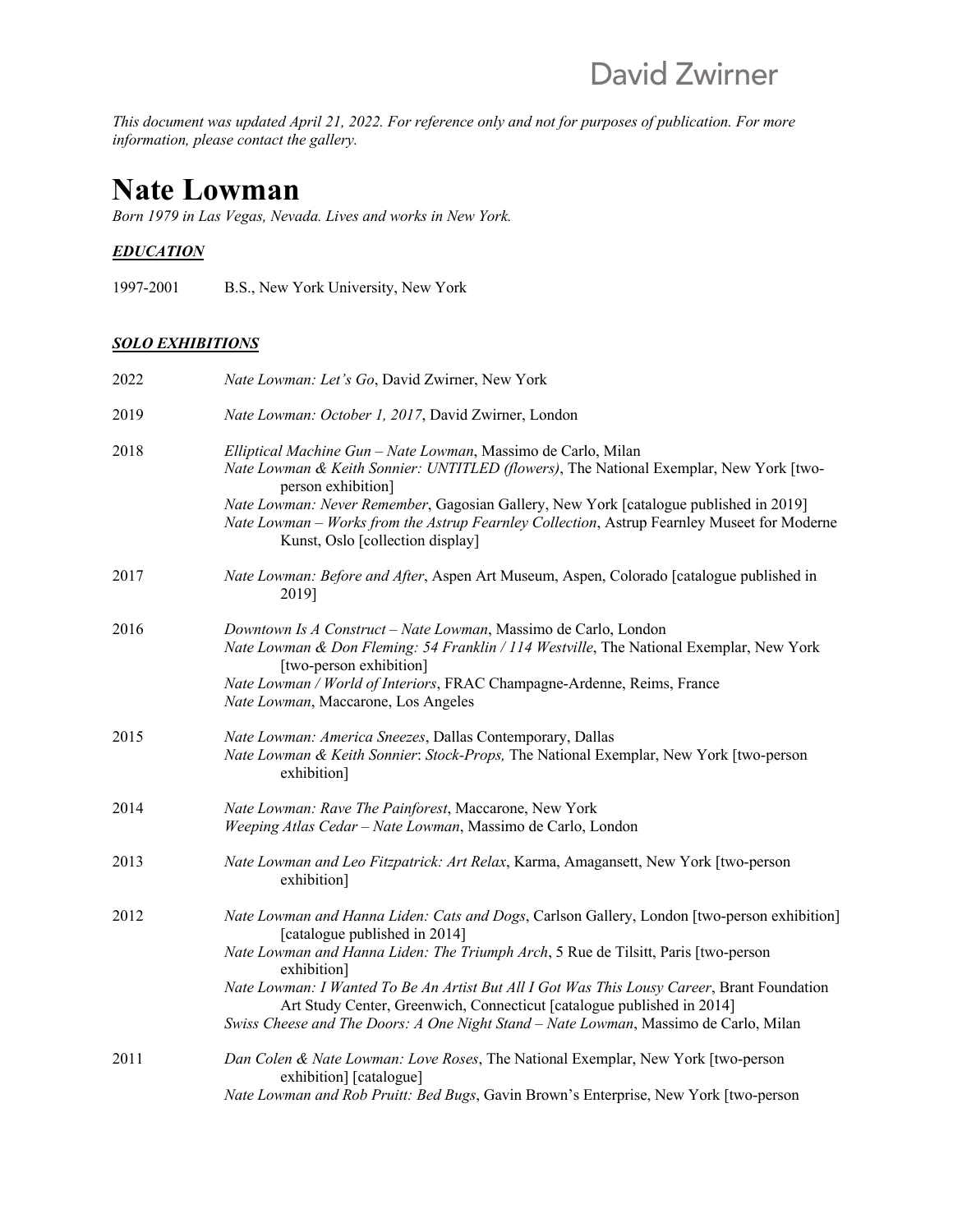David Zwirner

*This document was updated April 21, 2022. For reference only and not for purposes of publication. For more information, please contact the gallery.*

# Nate Lowman

*Born 1979 in Las Vegas, Nevada. Lives and works in New York.*

## ***EDUCATION***

1997-2001 B.S., New York University, New York

## ***SOLO EXHIBITIONS***

**2022**

*Nate Lowman: Let's Go*, David Zwirner, New York

**2019**

*Nate Lowman: October 1, 2017*, David Zwirner, London

**2018**

*Elliptical Machine Gun – Nate Lowman*, Massimo de Carlo, Milan
*Nate Lowman & Keith Sonnier: UNTITLED (flowers)*, The National Exemplar, New York [two-person exhibition]
*Nate Lowman: Never Remember*, Gagosian Gallery, New York [catalogue published in 2019]
*Nate Lowman – Works from the Astrup Fearnley Collection*, Astrup Fearnley Museet for Moderne Kunst, Oslo [collection display]

**2017**

*Nate Lowman: Before and After*, Aspen Art Museum, Aspen, Colorado [catalogue published in 2019]

**2016**

*Downtown Is A Construct – Nate Lowman*, Massimo de Carlo, London
*Nate Lowman & Don Fleming: 54 Franklin / 114 Westville*, The National Exemplar, New York [two-person exhibition]
*Nate Lowman / World of Interiors*, FRAC Champagne-Ardenne, Reims, France
*Nate Lowman*, Maccarone, Los Angeles

**2015**

*Nate Lowman: America Sneezes*, Dallas Contemporary, Dallas
*Nate Lowman & Keith Sonnier*: *Stock-Props,* The National Exemplar, New York [two-person exhibition]

**2014**

*Nate Lowman: Rave The Painforest*, Maccarone, New York
*Weeping Atlas Cedar – Nate Lowman*, Massimo de Carlo, London

**2013**

*Nate Lowman and Leo Fitzpatrick: Art Relax*, Karma, Amagansett, New York [two-person exhibition]

**2012**

*Nate Lowman and Hanna Liden: Cats and Dogs*, Carlson Gallery, London [two-person exhibition] [catalogue published in 2014]
*Nate Lowman and Hanna Liden: The Triumph Arch*, 5 Rue de Tilsitt, Paris [two-person exhibition]
*Nate Lowman: I Wanted To Be An Artist But All I Got Was This Lousy Career*, Brant Foundation Art Study Center, Greenwich, Connecticut [catalogue published in 2014]
*Swiss Cheese and The Doors: A One Night Stand – Nate Lowman*, Massimo de Carlo, Milan

**2011**

*Dan Colen & Nate Lowman: Love Roses*, The National Exemplar, New York [two-person exhibition] [catalogue]
*Nate Lowman and Rob Pruitt: Bed Bugs*, Gavin Brown's Enterprise, New York [two-person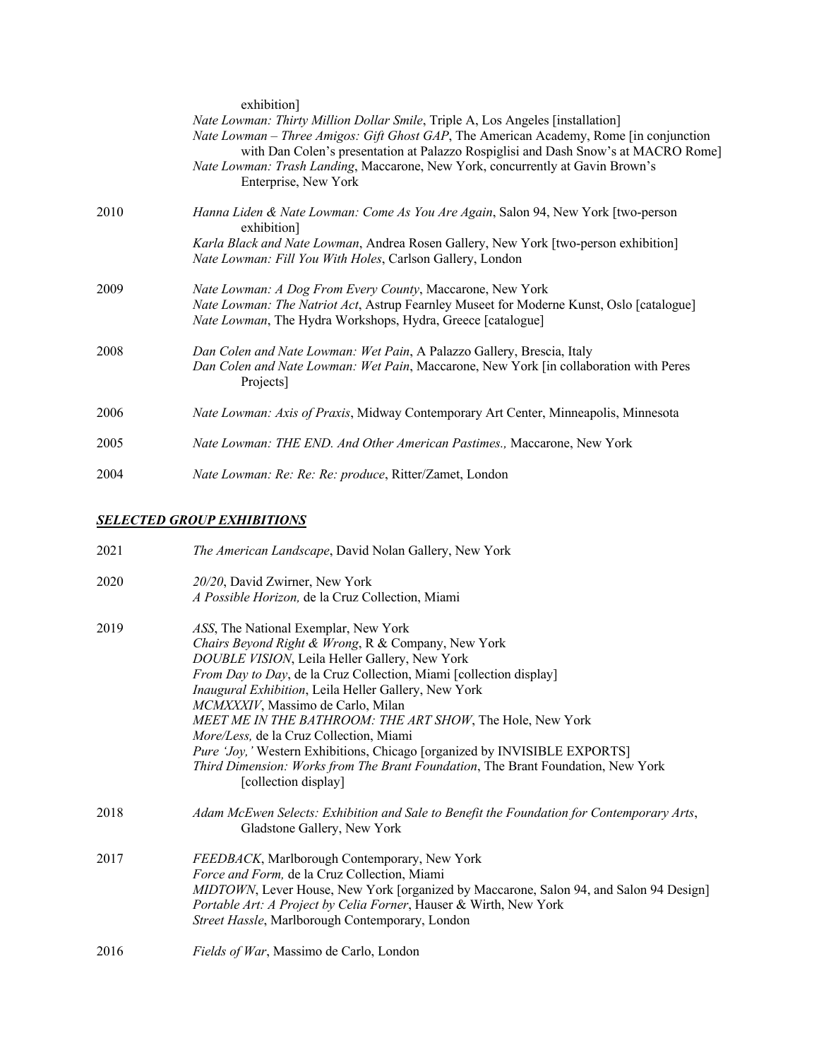exhibition]

*Nate Lowman: Thirty Million Dollar Smile*, Triple A, Los Angeles [installation]

*Nate Lowman – Three Amigos: Gift Ghost GAP*, The American Academy, Rome [in conjunction with Dan Colen's presentation at Palazzo Rospiglisi and Dash Snow's at MACRO Rome]

*Nate Lowman: Trash Landing*, Maccarone, New York, concurrently at Gavin Brown's Enterprise, New York

2010

*Hanna Liden & Nate Lowman: Come As You Are Again*, Salon 94, New York [two-person exhibition]

*Karla Black and Nate Lowman*, Andrea Rosen Gallery, New York [two-person exhibition]

*Nate Lowman: Fill You With Holes*, Carlson Gallery, London

2009

*Nate Lowman: A Dog From Every County*, Maccarone, New York

*Nate Lowman: The Natriot Act*, Astrup Fearnley Museet for Moderne Kunst, Oslo [catalogue]

*Nate Lowman*, The Hydra Workshops, Hydra, Greece [catalogue]

2008

*Dan Colen and Nate Lowman: Wet Pain*, A Palazzo Gallery, Brescia, Italy

*Dan Colen and Nate Lowman: Wet Pain*, Maccarone, New York [in collaboration with Peres Projects]

2006

*Nate Lowman: Axis of Praxis*, Midway Contemporary Art Center, Minneapolis, Minnesota

2005

*Nate Lowman: THE END. And Other American Pastimes.,* Maccarone, New York

2004

*Nate Lowman: Re: Re: Re: produce*, Ritter/Zamet, London

## ***SELECTED GROUP EXHIBITIONS***

2021

*The American Landscape*, David Nolan Gallery, New York

2020

*20/20*, David Zwirner, New York

*A Possible Horizon,* de la Cruz Collection, Miami

2019

*ASS*, The National Exemplar, New York

*Chairs Beyond Right & Wrong*, R & Company, New York

*DOUBLE VISION*, Leila Heller Gallery, New York

*From Day to Day*, de la Cruz Collection, Miami [collection display]

*Inaugural Exhibition*, Leila Heller Gallery, New York

*MCMXXXIV*, Massimo de Carlo, Milan

*MEET ME IN THE BATHROOM: THE ART SHOW*, The Hole, New York

*More/Less,* de la Cruz Collection, Miami

*Pure 'Joy,'* Western Exhibitions, Chicago [organized by INVISIBLE EXPORTS]

*Third Dimension: Works from The Brant Foundation*, The Brant Foundation, New York [collection display]

2018

*Adam McEwen Selects: Exhibition and Sale to Benefit the Foundation for Contemporary Arts*, Gladstone Gallery, New York

2017

*FEEDBACK*, Marlborough Contemporary, New York

*Force and Form,* de la Cruz Collection, Miami

*MIDTOWN*, Lever House, New York [organized by Maccarone, Salon 94, and Salon 94 Design]

*Portable Art: A Project by Celia Forner*, Hauser & Wirth, New York

*Street Hassle*, Marlborough Contemporary, London

2016

*Fields of War*, Massimo de Carlo, London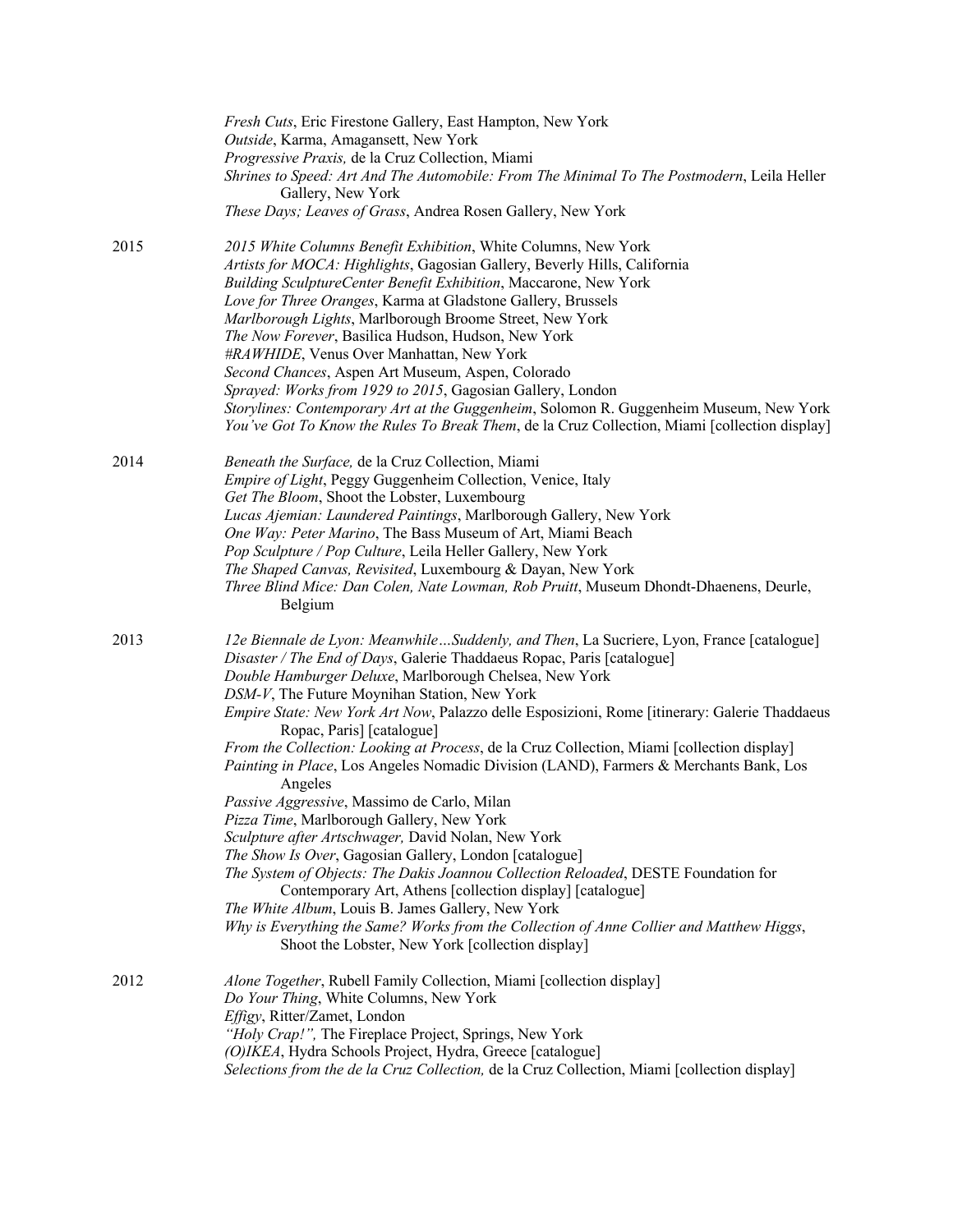*Fresh Cuts*, Eric Firestone Gallery, East Hampton, New York
*Outside*, Karma, Amagansett, New York
*Progressive Praxis,* de la Cruz Collection, Miami
*Shrines to Speed: Art And The Automobile: From The Minimal To The Postmodern*, Leila Heller Gallery, New York
*These Days; Leaves of Grass*, Andrea Rosen Gallery, New York

2015
*2015 White Columns Benefit Exhibition*, White Columns, New York
*Artists for MOCA: Highlights*, Gagosian Gallery, Beverly Hills, California
*Building SculptureCenter Benefit Exhibition*, Maccarone, New York
*Love for Three Oranges*, Karma at Gladstone Gallery, Brussels
*Marlborough Lights*, Marlborough Broome Street, New York
*The Now Forever*, Basilica Hudson, Hudson, New York
*#RAWHIDE*, Venus Over Manhattan, New York
*Second Chances*, Aspen Art Museum, Aspen, Colorado
*Sprayed: Works from 1929 to 2015*, Gagosian Gallery, London
*Storylines: Contemporary Art at the Guggenheim*, Solomon R. Guggenheim Museum, New York
*You've Got To Know the Rules To Break Them*, de la Cruz Collection, Miami [collection display]

2014
*Beneath the Surface,* de la Cruz Collection, Miami
*Empire of Light*, Peggy Guggenheim Collection, Venice, Italy
*Get The Bloom*, Shoot the Lobster, Luxembourg
*Lucas Ajemian: Laundered Paintings*, Marlborough Gallery, New York
*One Way: Peter Marino*, The Bass Museum of Art, Miami Beach
*Pop Sculpture / Pop Culture*, Leila Heller Gallery, New York
*The Shaped Canvas, Revisited*, Luxembourg & Dayan, New York
*Three Blind Mice: Dan Colen, Nate Lowman, Rob Pruitt*, Museum Dhondt-Dhaenens, Deurle, Belgium

2013
*12e Biennale de Lyon: Meanwhile…Suddenly, and Then*, La Sucriere, Lyon, France [catalogue]
*Disaster / The End of Days*, Galerie Thaddaeus Ropac, Paris [catalogue]
*Double Hamburger Deluxe*, Marlborough Chelsea, New York
*DSM-V*, The Future Moynihan Station, New York
*Empire State: New York Art Now*, Palazzo delle Esposizioni, Rome [itinerary: Galerie Thaddaeus Ropac, Paris] [catalogue]
*From the Collection: Looking at Process*, de la Cruz Collection, Miami [collection display]
*Painting in Place*, Los Angeles Nomadic Division (LAND), Farmers & Merchants Bank, Los Angeles
*Passive Aggressive*, Massimo de Carlo, Milan
*Pizza Time*, Marlborough Gallery, New York
*Sculpture after Artschwager,* David Nolan, New York
*The Show Is Over*, Gagosian Gallery, London [catalogue]
*The System of Objects: The Dakis Joannou Collection Reloaded*, DESTE Foundation for Contemporary Art, Athens [collection display] [catalogue]
*The White Album*, Louis B. James Gallery, New York
*Why is Everything the Same? Works from the Collection of Anne Collier and Matthew Higgs*, Shoot the Lobster, New York [collection display]

2012
*Alone Together*, Rubell Family Collection, Miami [collection display]
*Do Your Thing*, White Columns, New York
*Effigy*, Ritter/Zamet, London
*"Holy Crap!",* The Fireplace Project, Springs, New York
*(O)IKEA*, Hydra Schools Project, Hydra, Greece [catalogue]
*Selections from the de la Cruz Collection,* de la Cruz Collection, Miami [collection display]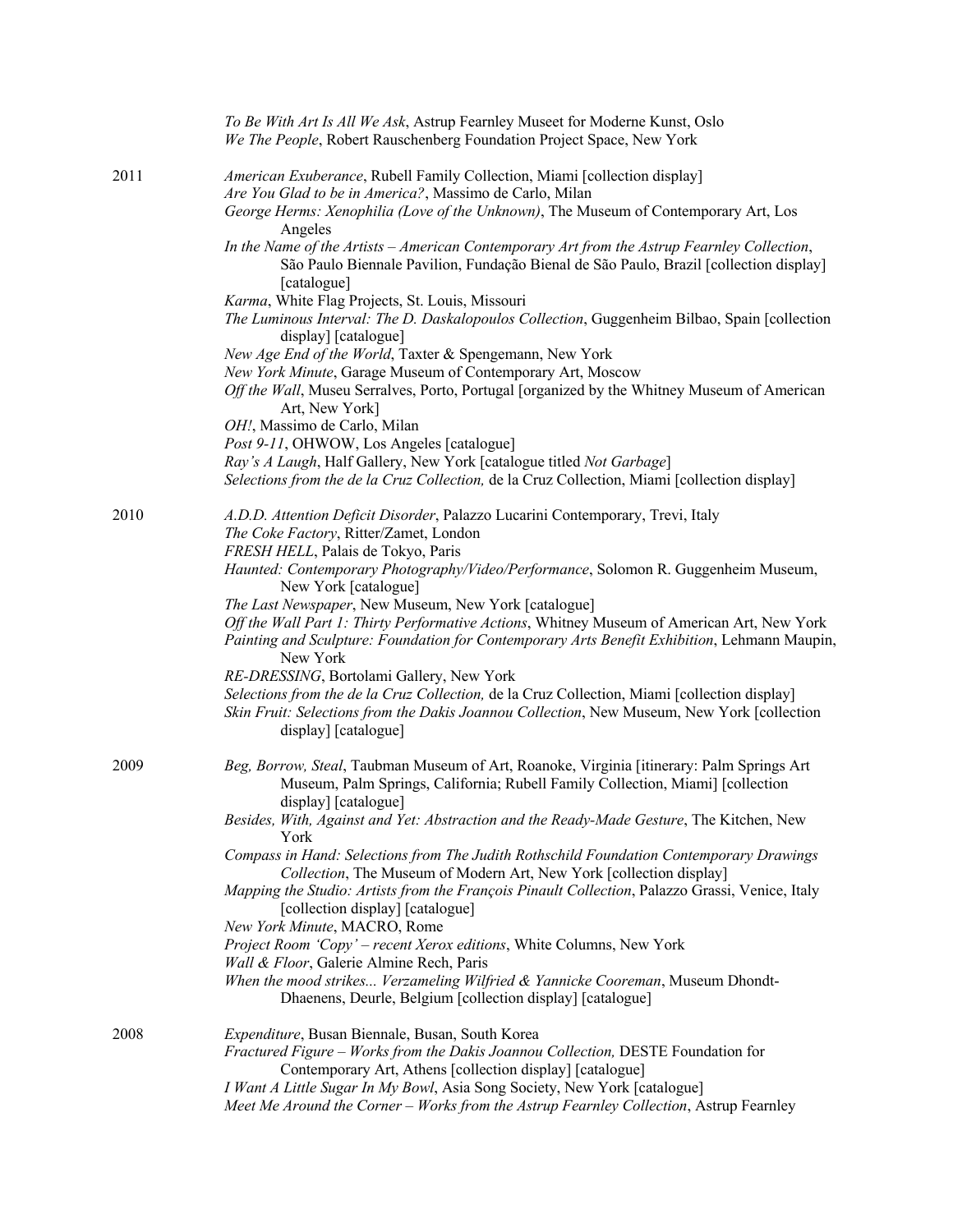*To Be With Art Is All We Ask*, Astrup Fearnley Museet for Moderne Kunst, Oslo
*We The People*, Robert Rauschenberg Foundation Project Space, New York

2011

*American Exuberance*, Rubell Family Collection, Miami [collection display]
*Are You Glad to be in America?*, Massimo de Carlo, Milan
*George Herms: Xenophilia (Love of the Unknown)*, The Museum of Contemporary Art, Los Angeles
*In the Name of the Artists – American Contemporary Art from the Astrup Fearnley Collection*, São Paulo Biennale Pavilion, Fundação Bienal de São Paulo, Brazil [collection display] [catalogue]
*Karma*, White Flag Projects, St. Louis, Missouri
*The Luminous Interval: The D. Daskalopoulos Collection*, Guggenheim Bilbao, Spain [collection display] [catalogue]
*New Age End of the World*, Taxter & Spengemann, New York
*New York Minute*, Garage Museum of Contemporary Art, Moscow
*Off the Wall*, Museu Serralves, Porto, Portugal [organized by the Whitney Museum of American Art, New York]
*OH!*, Massimo de Carlo, Milan
*Post 9-11*, OHWOW, Los Angeles [catalogue]
*Ray's A Laugh*, Half Gallery, New York [catalogue titled *Not Garbage*]
*Selections from the de la Cruz Collection,* de la Cruz Collection, Miami [collection display]

2010

*A.D.D. Attention Deficit Disorder*, Palazzo Lucarini Contemporary, Trevi, Italy
*The Coke Factory*, Ritter/Zamet, London
*FRESH HELL*, Palais de Tokyo, Paris
*Haunted: Contemporary Photography/Video/Performance*, Solomon R. Guggenheim Museum, New York [catalogue]
*The Last Newspaper*, New Museum, New York [catalogue]
*Off the Wall Part 1: Thirty Performative Actions*, Whitney Museum of American Art, New York
*Painting and Sculpture: Foundation for Contemporary Arts Benefit Exhibition*, Lehmann Maupin, New York
*RE-DRESSING*, Bortolami Gallery, New York
*Selections from the de la Cruz Collection,* de la Cruz Collection, Miami [collection display]
*Skin Fruit: Selections from the Dakis Joannou Collection*, New Museum, New York [collection display] [catalogue]

2009

*Beg, Borrow, Steal*, Taubman Museum of Art, Roanoke, Virginia [itinerary: Palm Springs Art Museum, Palm Springs, California; Rubell Family Collection, Miami] [collection display] [catalogue]
*Besides, With, Against and Yet: Abstraction and the Ready-Made Gesture*, The Kitchen, New York
*Compass in Hand: Selections from The Judith Rothschild Foundation Contemporary Drawings Collection*, The Museum of Modern Art, New York [collection display]
*Mapping the Studio: Artists from the François Pinault Collection*, Palazzo Grassi, Venice, Italy [collection display] [catalogue]
*New York Minute*, MACRO, Rome
*Project Room 'Copy' – recent Xerox editions*, White Columns, New York
*Wall & Floor*, Galerie Almine Rech, Paris
*When the mood strikes... Verzameling Wilfried & Yannicke Cooreman*, Museum Dhondt-Dhaenens, Deurle, Belgium [collection display] [catalogue]

2008

*Expenditure*, Busan Biennale, Busan, South Korea
*Fractured Figure – Works from the Dakis Joannou Collection,* DESTE Foundation for Contemporary Art, Athens [collection display] [catalogue]
*I Want A Little Sugar In My Bowl*, Asia Song Society, New York [catalogue]
*Meet Me Around the Corner – Works from the Astrup Fearnley Collection*, Astrup Fearnley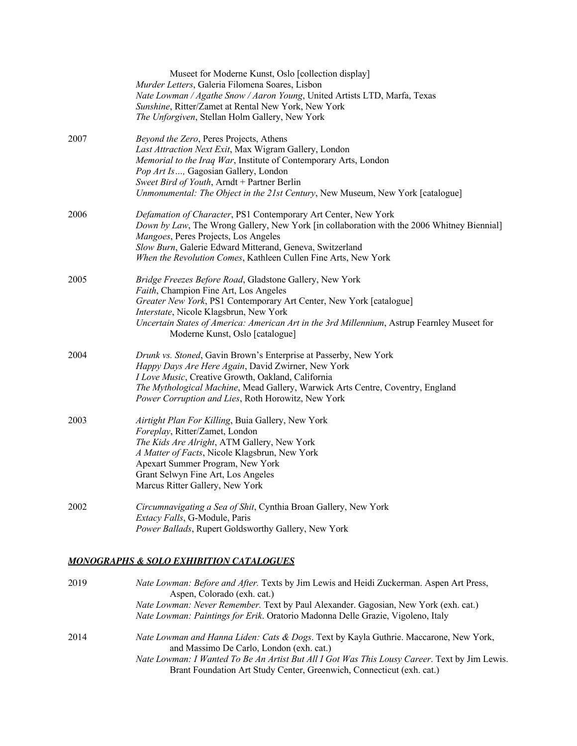Museet for Moderne Kunst, Oslo [collection display]
*Murder Letters*, Galeria Filomena Soares, Lisbon
*Nate Lowman / Agathe Snow / Aaron Young*, United Artists LTD, Marfa, Texas
*Sunshine*, Ritter/Zamet at Rental New York, New York
*The Unforgiven*, Stellan Holm Gallery, New York

2007
*Beyond the Zero*, Peres Projects, Athens
*Last Attraction Next Exit*, Max Wigram Gallery, London
*Memorial to the Iraq War*, Institute of Contemporary Arts, London
*Pop Art Is…,* Gagosian Gallery, London
*Sweet Bird of Youth*, Arndt + Partner Berlin
*Unmonumental: The Object in the 21st Century*, New Museum, New York [catalogue]

2006
*Defamation of Character*, PS1 Contemporary Art Center, New York
*Down by Law*, The Wrong Gallery, New York [in collaboration with the 2006 Whitney Biennial]
*Mangoes*, Peres Projects, Los Angeles
*Slow Burn*, Galerie Edward Mitterand, Geneva, Switzerland
*When the Revolution Comes*, Kathleen Cullen Fine Arts, New York

2005
*Bridge Freezes Before Road*, Gladstone Gallery, New York
*Faith*, Champion Fine Art, Los Angeles
*Greater New York*, PS1 Contemporary Art Center, New York [catalogue]
*Interstate*, Nicole Klagsbrun, New York
*Uncertain States of America: American Art in the 3rd Millennium*, Astrup Fearnley Museet for Moderne Kunst, Oslo [catalogue]

2004
*Drunk vs. Stoned*, Gavin Brown's Enterprise at Passerby, New York
*Happy Days Are Here Again*, David Zwirner, New York
*I Love Music*, Creative Growth, Oakland, California
*The Mythological Machine*, Mead Gallery, Warwick Arts Centre, Coventry, England
*Power Corruption and Lies*, Roth Horowitz, New York

2003
*Airtight Plan For Killing*, Buia Gallery, New York
*Foreplay*, Ritter/Zamet, London
*The Kids Are Alright*, ATM Gallery, New York
*A Matter of Facts*, Nicole Klagsbrun, New York
Apexart Summer Program, New York
Grant Selwyn Fine Art, Los Angeles
Marcus Ritter Gallery, New York

2002
*Circumnavigating a Sea of Shit*, Cynthia Broan Gallery, New York
*Extacy Falls*, G-Module, Paris
*Power Ballads*, Rupert Goldsworthy Gallery, New York

## ***MONOGRAPHS & SOLO EXHIBITION CATALOGUES***

2019
*Nate Lowman: Before and After.* Texts by Jim Lewis and Heidi Zuckerman. Aspen Art Press, Aspen, Colorado (exh. cat.)
*Nate Lowman: Never Remember.* Text by Paul Alexander. Gagosian, New York (exh. cat.)
*Nate Lowman: Paintings for Erik*. Oratorio Madonna Delle Grazie, Vigoleno, Italy

2014
*Nate Lowman and Hanna Liden: Cats & Dogs*. Text by Kayla Guthrie. Maccarone, New York, and Massimo De Carlo, London (exh. cat.)
*Nate Lowman: I Wanted To Be An Artist But All I Got Was This Lousy Career*. Text by Jim Lewis. Brant Foundation Art Study Center, Greenwich, Connecticut (exh. cat.)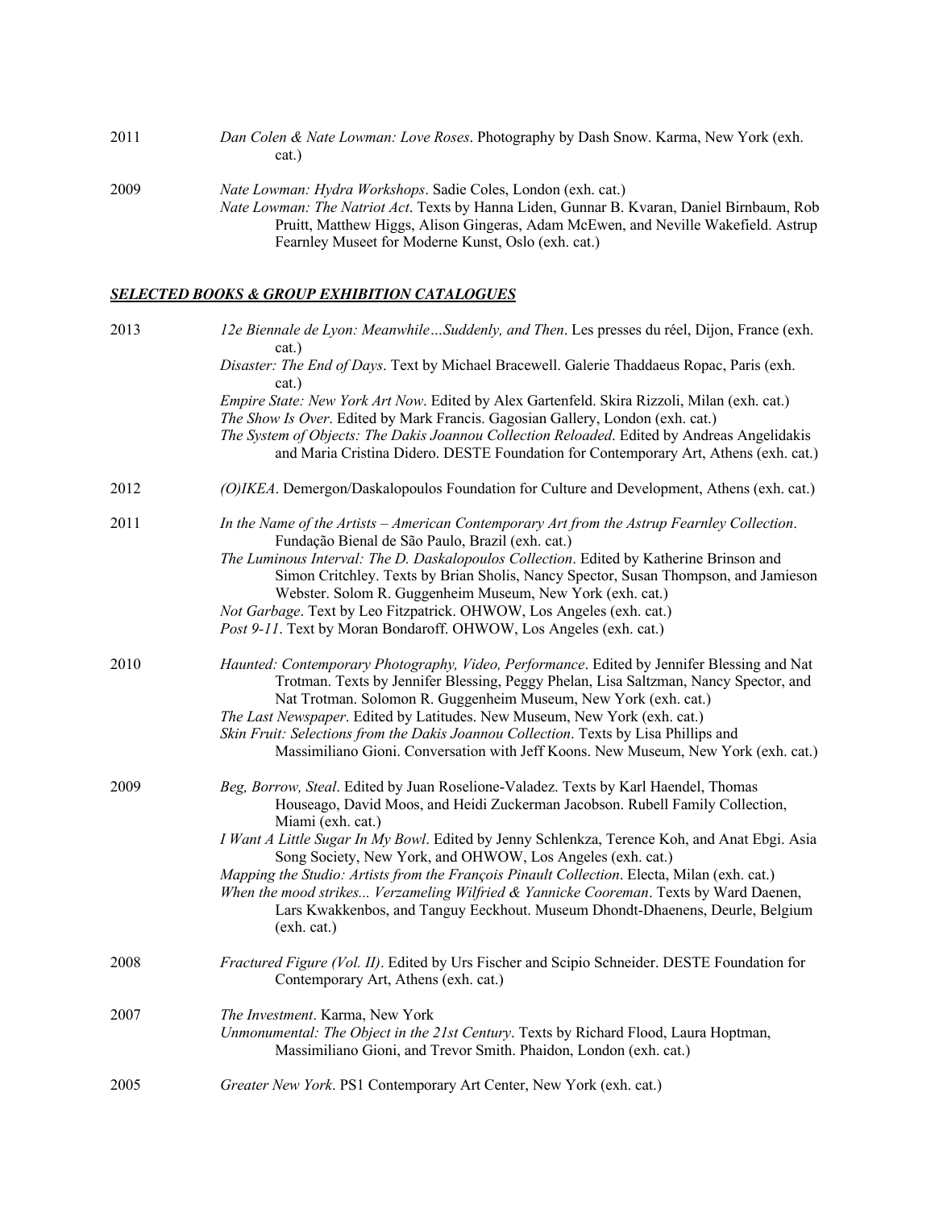2011 *Dan Colen & Nate Lowman: Love Roses*. Photography by Dash Snow. Karma, New York (exh. cat.)

2009 *Nate Lowman: Hydra Workshops*. Sadie Coles, London (exh. cat.)
*Nate Lowman: The Natriot Act*. Texts by Hanna Liden, Gunnar B. Kvaran, Daniel Birnbaum, Rob Pruitt, Matthew Higgs, Alison Gingeras, Adam McEwen, and Neville Wakefield. Astrup Fearnley Museet for Moderne Kunst, Oslo (exh. cat.)

## ***SELECTED BOOKS & GROUP EXHIBITION CATALOGUES***

2013 *12e Biennale de Lyon: Meanwhile…Suddenly, and Then*. Les presses du réel, Dijon, France (exh. cat.)
*Disaster: The End of Days*. Text by Michael Bracewell. Galerie Thaddaeus Ropac, Paris (exh. cat.)
*Empire State: New York Art Now*. Edited by Alex Gartenfeld. Skira Rizzoli, Milan (exh. cat.)
*The Show Is Over*. Edited by Mark Francis. Gagosian Gallery, London (exh. cat.)
*The System of Objects: The Dakis Joannou Collection Reloaded*. Edited by Andreas Angelidakis and Maria Cristina Didero. DESTE Foundation for Contemporary Art, Athens (exh. cat.)

2012 *(O)IKEA*. Demergon/Daskalopoulos Foundation for Culture and Development, Athens (exh. cat.)

2011 *In the Name of the Artists – American Contemporary Art from the Astrup Fearnley Collection*. Fundação Bienal de São Paulo, Brazil (exh. cat.)
*The Luminous Interval: The D. Daskalopoulos Collection*. Edited by Katherine Brinson and Simon Critchley. Texts by Brian Sholis, Nancy Spector, Susan Thompson, and Jamieson Webster. Solom R. Guggenheim Museum, New York (exh. cat.)
*Not Garbage*. Text by Leo Fitzpatrick. OHWOW, Los Angeles (exh. cat.)
*Post 9-11*. Text by Moran Bondaroff. OHWOW, Los Angeles (exh. cat.)

2010 *Haunted: Contemporary Photography, Video, Performance*. Edited by Jennifer Blessing and Nat Trotman. Texts by Jennifer Blessing, Peggy Phelan, Lisa Saltzman, Nancy Spector, and Nat Trotman. Solomon R. Guggenheim Museum, New York (exh. cat.)
*The Last Newspaper*. Edited by Latitudes. New Museum, New York (exh. cat.)
*Skin Fruit: Selections from the Dakis Joannou Collection*. Texts by Lisa Phillips and Massimiliano Gioni. Conversation with Jeff Koons. New Museum, New York (exh. cat.)

2009 *Beg, Borrow, Steal*. Edited by Juan Roselione-Valadez. Texts by Karl Haendel, Thomas Houseago, David Moos, and Heidi Zuckerman Jacobson. Rubell Family Collection, Miami (exh. cat.)
*I Want A Little Sugar In My Bowl*. Edited by Jenny Schlenkza, Terence Koh, and Anat Ebgi. Asia Song Society, New York, and OHWOW, Los Angeles (exh. cat.)
*Mapping the Studio: Artists from the François Pinault Collection*. Electa, Milan (exh. cat.)
*When the mood strikes... Verzameling Wilfried & Yannicke Cooreman*. Texts by Ward Daenen, Lars Kwakkenbos, and Tanguy Eeckhout. Museum Dhondt-Dhaenens, Deurle, Belgium (exh. cat.)

2008 *Fractured Figure (Vol. II)*. Edited by Urs Fischer and Scipio Schneider. DESTE Foundation for Contemporary Art, Athens (exh. cat.)

2007 *The Investment*. Karma, New York
*Unmonumental: The Object in the 21st Century*. Texts by Richard Flood, Laura Hoptman, Massimiliano Gioni, and Trevor Smith. Phaidon, London (exh. cat.)

2005 *Greater New York*. PS1 Contemporary Art Center, New York (exh. cat.)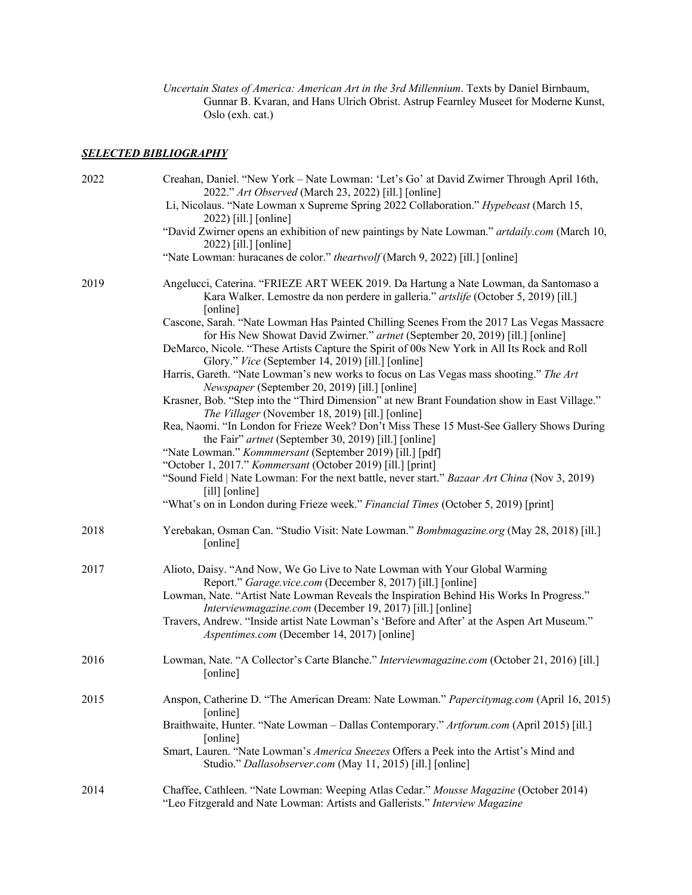*Uncertain States of America: American Art in the 3rd Millennium*. Texts by Daniel Birnbaum, Gunnar B. Kvaran, and Hans Ulrich Obrist. Astrup Fearnley Museet for Moderne Kunst, Oslo (exh. cat.)

## ***SELECTED BIBLIOGRAPHY***

**2022**

Creahan, Daniel. "New York – Nate Lowman: 'Let's Go' at David Zwirner Through April 16th, 2022." *Art Observed* (March 23, 2022) [ill.] [online]

Li, Nicolaus. "Nate Lowman x Supreme Spring 2022 Collaboration." *Hypebeast* (March 15, 2022) [ill.] [online]

"David Zwirner opens an exhibition of new paintings by Nate Lowman." *artdaily.com* (March 10, 2022) [ill.] [online]

"Nate Lowman: huracanes de color." *theartwolf* (March 9, 2022) [ill.] [online]

**2019**

Angelucci, Caterina. "FRIEZE ART WEEK 2019. Da Hartung a Nate Lowman, da Santomaso a Kara Walker. Lemostre da non perdere in galleria." *artslife* (October 5, 2019) [ill.] [online]

Cascone, Sarah. "Nate Lowman Has Painted Chilling Scenes From the 2017 Las Vegas Massacre for His New Showat David Zwirner." *artnet* (September 20, 2019) [ill.] [online]

DeMarco, Nicole. "These Artists Capture the Spirit of 00s New York in All Its Rock and Roll Glory." *Vice* (September 14, 2019) [ill.] [online]

Harris, Gareth. "Nate Lowman's new works to focus on Las Vegas mass shooting." *The Art Newspaper* (September 20, 2019) [ill.] [online]

Krasner, Bob. "Step into the "Third Dimension" at new Brant Foundation show in East Village." *The Villager* (November 18, 2019) [ill.] [online]

Rea, Naomi. "In London for Frieze Week? Don't Miss These 15 Must-See Gallery Shows During the Fair" *artnet* (September 30, 2019) [ill.] [online]

"Nate Lowman." *Kommmersant* (September 2019) [ill.] [pdf]

"October 1, 2017." *Kommersant* (October 2019) [ill.] [print]

"Sound Field | Nate Lowman: For the next battle, never start." *Bazaar Art China* (Nov 3, 2019) [ill] [online]

"What's on in London during Frieze week." *Financial Times* (October 5, 2019) [print]

**2018**

Yerebakan, Osman Can. "Studio Visit: Nate Lowman." *Bombmagazine.org* (May 28, 2018) [ill.] [online]

**2017**

Alioto, Daisy. "And Now, We Go Live to Nate Lowman with Your Global Warming Report." *Garage.vice.com* (December 8, 2017) [ill.] [online]

Lowman, Nate. "Artist Nate Lowman Reveals the Inspiration Behind His Works In Progress." *Interviewmagazine.com* (December 19, 2017) [ill.] [online]

Travers, Andrew. "Inside artist Nate Lowman's 'Before and After' at the Aspen Art Museum." *Aspentimes.com* (December 14, 2017) [online]

**2016**

Lowman, Nate. "A Collector's Carte Blanche." *Interviewmagazine.com* (October 21, 2016) [ill.] [online]

**2015**

Anspon, Catherine D. "The American Dream: Nate Lowman." *Papercitymag.com* (April 16, 2015) [online]

Braithwaite, Hunter. "Nate Lowman – Dallas Contemporary." *Artforum.com* (April 2015) [ill.] [online]

Smart, Lauren. "Nate Lowman's *America Sneezes* Offers a Peek into the Artist's Mind and Studio." *Dallasobserver.com* (May 11, 2015) [ill.] [online]

**2014**

Chaffee, Cathleen. "Nate Lowman: Weeping Atlas Cedar." *Mousse Magazine* (October 2014)

"Leo Fitzgerald and Nate Lowman: Artists and Gallerists." *Interview Magazine*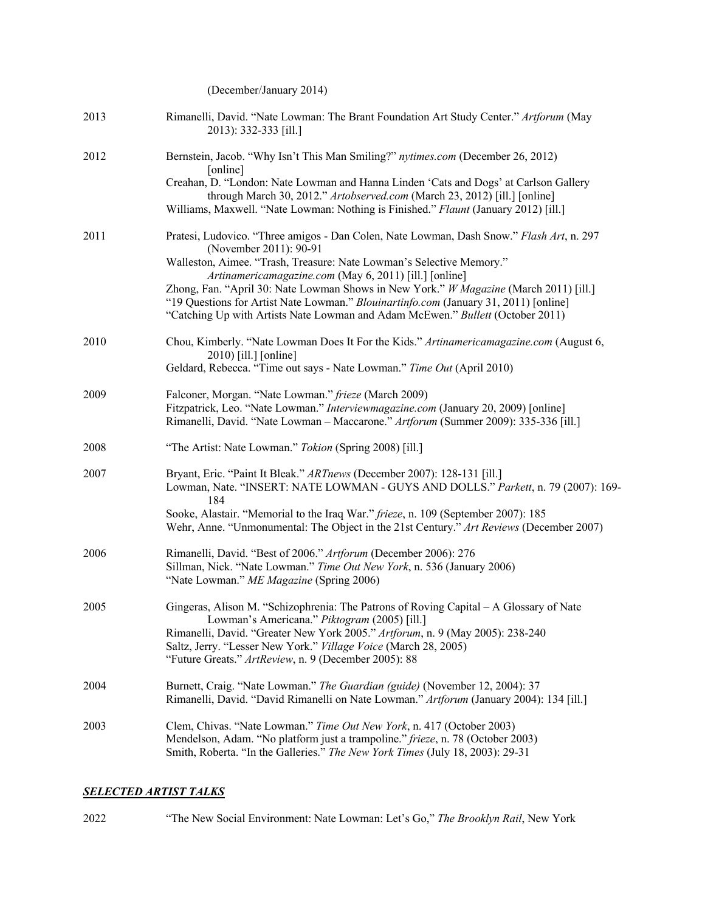(December/January 2014)

2013 Rimanelli, David. "Nate Lowman: The Brant Foundation Art Study Center." *Artforum* (May 2013): 332-333 [ill.]

2012 Bernstein, Jacob. "Why Isn't This Man Smiling?" *nytimes.com* (December 26, 2012) [online]
Creahan, D. "London: Nate Lowman and Hanna Linden 'Cats and Dogs' at Carlson Gallery through March 30, 2012." *Artobserved.com* (March 23, 2012) [ill.] [online]
Williams, Maxwell. "Nate Lowman: Nothing is Finished." *Flaunt* (January 2012) [ill.]

2011 Pratesi, Ludovico. "Three amigos - Dan Colen, Nate Lowman, Dash Snow." *Flash Art*, n. 297 (November 2011): 90-91
Walleston, Aimee. "Trash, Treasure: Nate Lowman's Selective Memory." *Artinamericamagazine.com* (May 6, 2011) [ill.] [online]
Zhong, Fan. "April 30: Nate Lowman Shows in New York." *W Magazine* (March 2011) [ill.]
"19 Questions for Artist Nate Lowman." *Blouinartinfo.com* (January 31, 2011) [online]
"Catching Up with Artists Nate Lowman and Adam McEwen." *Bullett* (October 2011)

2010 Chou, Kimberly. "Nate Lowman Does It For the Kids." *Artinamericamagazine.com* (August 6, 2010) [ill.] [online]
Geldard, Rebecca. "Time out says - Nate Lowman." *Time Out* (April 2010)

2009 Falconer, Morgan. "Nate Lowman." *frieze* (March 2009)
Fitzpatrick, Leo. "Nate Lowman." *Interviewmagazine.com* (January 20, 2009) [online]
Rimanelli, David. "Nate Lowman – Maccarone." *Artforum* (Summer 2009): 335-336 [ill.]

2008 "The Artist: Nate Lowman." *Tokion* (Spring 2008) [ill.]

2007 Bryant, Eric. "Paint It Bleak." *ARTnews* (December 2007): 128-131 [ill.]
Lowman, Nate. "INSERT: NATE LOWMAN - GUYS AND DOLLS." *Parkett*, n. 79 (2007): 169-184
Sooke, Alastair. "Memorial to the Iraq War." *frieze*, n. 109 (September 2007): 185
Wehr, Anne. "Unmonumental: The Object in the 21st Century." *Art Reviews* (December 2007)

2006 Rimanelli, David. "Best of 2006." *Artforum* (December 2006): 276
Sillman, Nick. "Nate Lowman." *Time Out New York*, n. 536 (January 2006)
"Nate Lowman." *ME Magazine* (Spring 2006)

2005 Gingeras, Alison M. "Schizophrenia: The Patrons of Roving Capital – A Glossary of Nate Lowman's Americana." *Piktogram* (2005) [ill.]
Rimanelli, David. "Greater New York 2005." *Artforum*, n. 9 (May 2005): 238-240
Saltz, Jerry. "Lesser New York." *Village Voice* (March 28, 2005)
"Future Greats." *ArtReview*, n. 9 (December 2005): 88

2004 Burnett, Craig. "Nate Lowman." *The Guardian (guide)* (November 12, 2004): 37
Rimanelli, David. "David Rimanelli on Nate Lowman." *Artforum* (January 2004): 134 [ill.]

2003 Clem, Chivas. "Nate Lowman." *Time Out New York*, n. 417 (October 2003)
Mendelson, Adam. "No platform just a trampoline." *frieze*, n. 78 (October 2003)
Smith, Roberta. "In the Galleries." *The New York Times* (July 18, 2003): 29-31

## ***SELECTED ARTIST TALKS***

2022 "The New Social Environment: Nate Lowman: Let's Go," *The Brooklyn Rail*, New York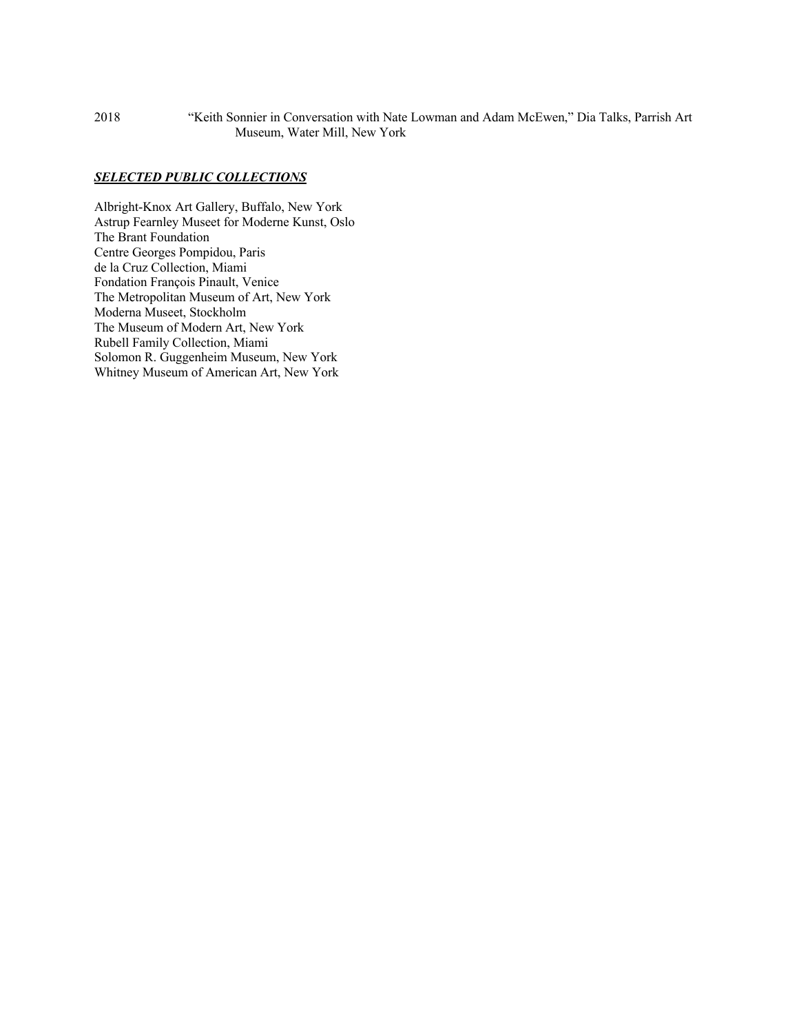2018 "Keith Sonnier in Conversation with Nate Lowman and Adam McEwen," Dia Talks, Parrish Art Museum, Water Mill, New York

***SELECTED PUBLIC COLLECTIONS***

Albright-Knox Art Gallery, Buffalo, New York
Astrup Fearnley Museet for Moderne Kunst, Oslo
The Brant Foundation
Centre Georges Pompidou, Paris
de la Cruz Collection, Miami
Fondation François Pinault, Venice
The Metropolitan Museum of Art, New York
Moderna Museet, Stockholm
The Museum of Modern Art, New York
Rubell Family Collection, Miami
Solomon R. Guggenheim Museum, New York
Whitney Museum of American Art, New York